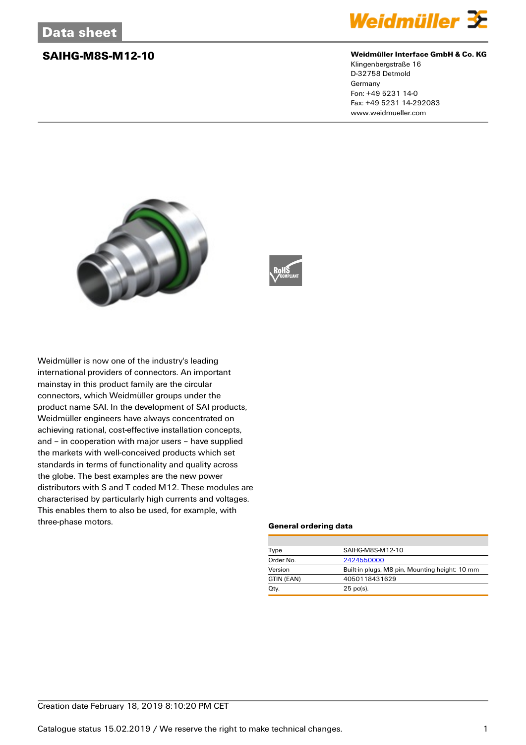Data sheet

# SAIHG-M8S-M12-10

**Weidmüller Interface GmbH & Co. KG**
Klingenbergstraße 16
D-32758 Detmold
Germany
Fon: +49 5231 14-0
Fax: +49 5231 14-292083
www.weidmueller.com

Weidmüller is now one of the industry's leading international providers of connectors. An important mainstay in this product family are the circular connectors, which Weidmüller groups under the product name SAI. In the development of SAI products, Weidmüller engineers have always concentrated on achieving rational, cost-effective installation concepts, and – in cooperation with major users – have supplied the markets with well-conceived products which set standards in terms of functionality and quality across the globe. The best examples are the new power distributors with S and T coded M12. These modules are characterised by particularly high currents and voltages. This enables them to also be used, for example, with three-phase motors.

### General ordering data

| | |
|---|---|
| Type | SAIHG-M8S-M12-10 |
| Order No. | 2424550000 |
| Version | Built-in plugs, M8 pin, Mounting height: 10 mm |
| GTIN (EAN) | 4050118431629 |
| Qty. | 25 pc(s). |

Creation date February 18, 2019 8:10:20 PM CET

Catalogue status 15.02.2019 / We reserve the right to make technical changes.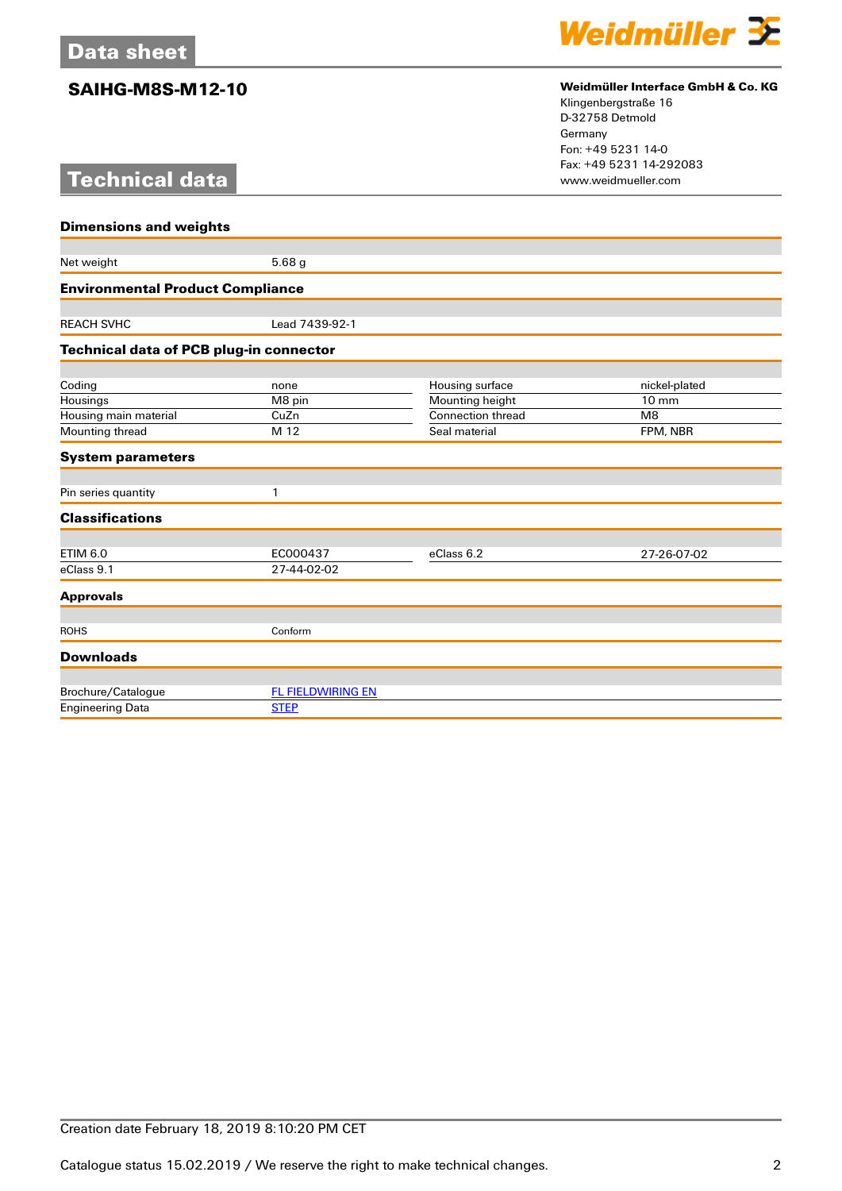# SAIHG-M8S-M12-10

**Weidmüller Interface GmbH & Co. KG**
Klingenbergstraße 16
D-32758 Detmold
Germany
Fon: +49 5231 14-0
Fax: +49 5231 14-292083
www.weidmueller.com

## Technical data

### Dimensions and weights

| | |
|---|---|
| Net weight | 5.68 g |

### Environmental Product Compliance

| | |
|---|---|
| REACH SVHC | Lead 7439-92-1 |

### Technical data of PCB plug-in connector

| | | | |
|---|---|---|---|
| Coding | none | Housing surface | nickel-plated |
| Housings | M8 pin | Mounting height | 10 mm |
| Housing main material | CuZn | Connection thread | M8 |
| Mounting thread | M 12 | Seal material | FPM, NBR |

### System parameters

| | |
|---|---|
| Pin series quantity | 1 |

### Classifications

| | | | |
|---|---|---|---|
| ETIM 6.0 | EC000437 | eClass 6.2 | 27-26-07-02 |
| eClass 9.1 | 27-44-02-02 | | |

### Approvals

| | |
|---|---|
| ROHS | Conform |

### Downloads

| | |
|---|---|
| Brochure/Catalogue | FL FIELDWIRING EN |
| Engineering Data | STEP |

Creation date February 18, 2019 8:10:20 PM CET

Catalogue status 15.02.2019 / We reserve the right to make technical changes.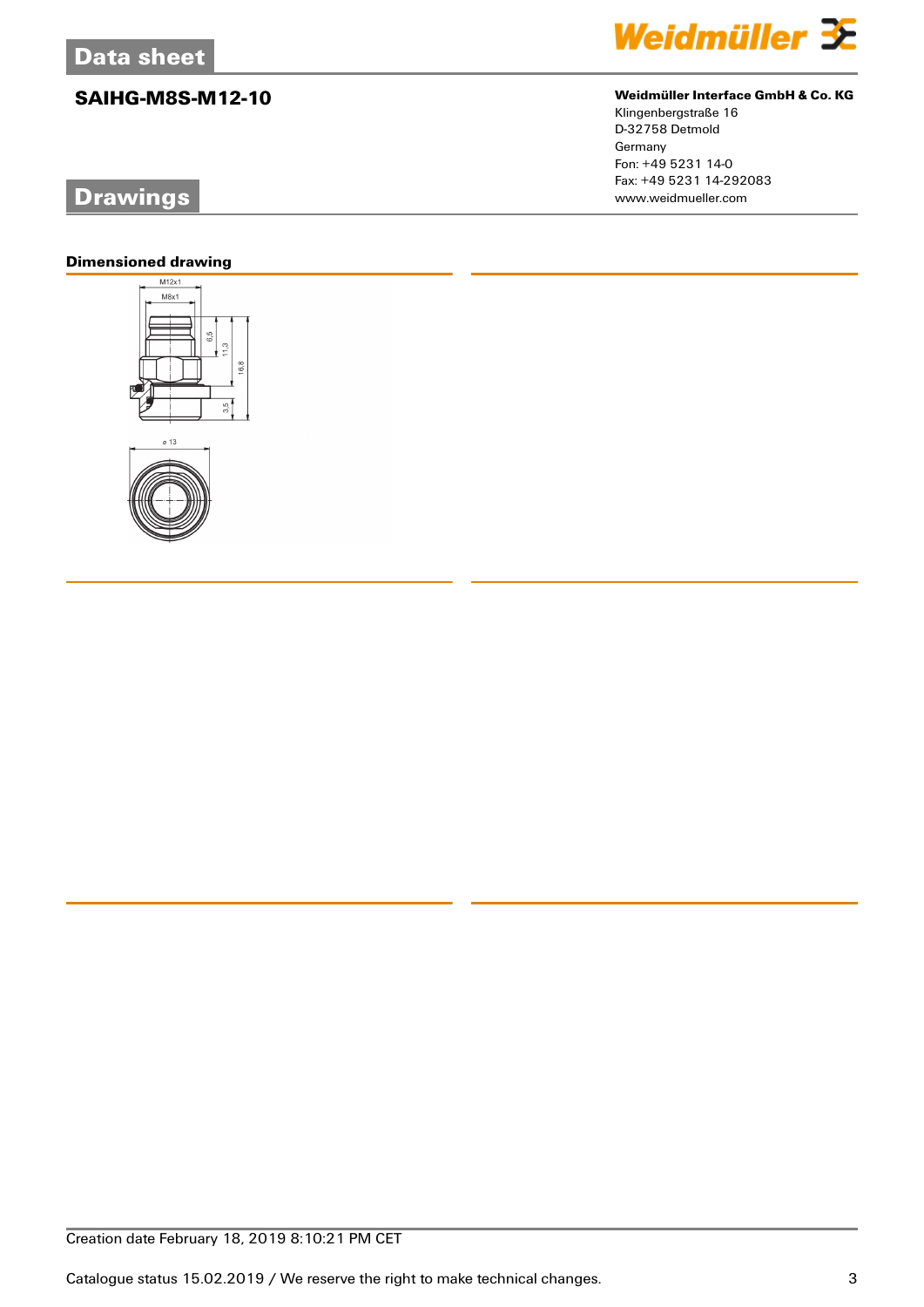# Data sheet

## SAIHG-M8S-M12-10

**Weidmüller Interface GmbH & Co. KG**
Klingenbergstraße 16
D-32758 Detmold
Germany
Fon: +49 5231 14-0
Fax: +49 5231 14-292083
www.weidmueller.com

# Drawings

### Dimensioned drawing

M12x1
M8x1
6,5
11,3
16,8
3,5
ø 13

Creation date February 18, 2019 8:10:21 PM CET

Catalogue status 15.02.2019 / We reserve the right to make technical changes.